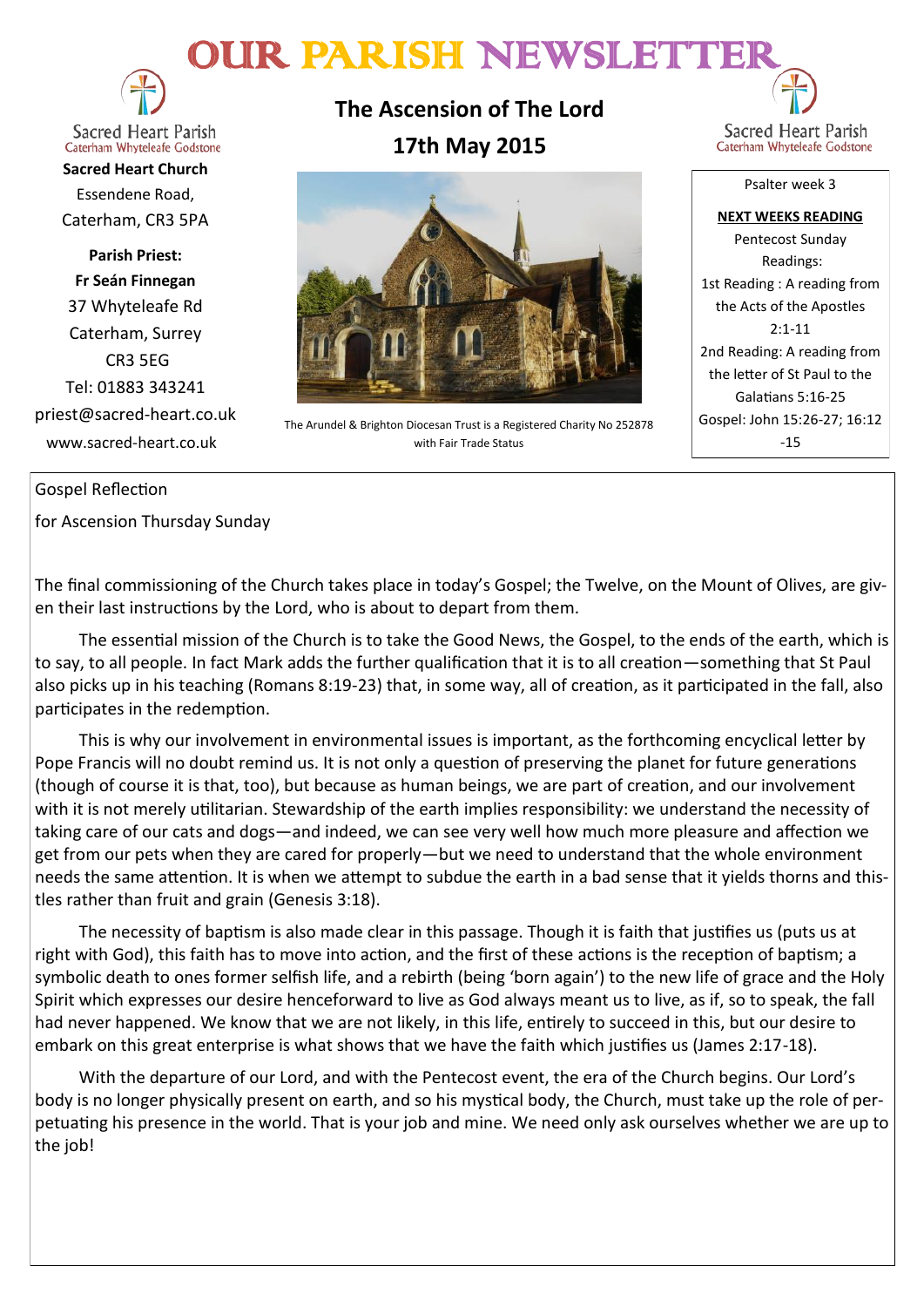# OUR PARISH NEWSLETTER

Sacred Heart Parish
Caterham Whyteleafe Godstone

**Sacred Heart Church**
Essendene Road,
Caterham, CR3 5PA

**Parish Priest:**
**Fr Seán Finnegan**
37 Whyteleafe Rd
Caterham, Surrey
CR3 5EG
Tel: 01883 343241
priest@sacred-heart.co.uk
www.sacred-heart.co.uk

## The Ascension of The Lord
## 17th May 2015

The Arundel & Brighton Diocesan Trust is a Registered Charity No 252878 with Fair Trade Status

Sacred Heart Parish
Caterham Whyteleafe Godstone

Psalter week 3

**NEXT WEEKS READING**

Pentecost Sunday
Readings:
1st Reading : A reading from the Acts of the Apostles 2:1-11
2nd Reading: A reading from the letter of St Paul to the Galatians 5:16-25
Gospel: John 15:26-27; 16:12-15

Gospel Reflection

for Ascension Thursday Sunday

The final commissioning of the Church takes place in today's Gospel; the Twelve, on the Mount of Olives, are given their last instructions by the Lord, who is about to depart from them.

The essential mission of the Church is to take the Good News, the Gospel, to the ends of the earth, which is to say, to all people. In fact Mark adds the further qualification that it is to all creation—something that St Paul also picks up in his teaching (Romans 8:19-23) that, in some way, all of creation, as it participated in the fall, also participates in the redemption.

This is why our involvement in environmental issues is important, as the forthcoming encyclical letter by Pope Francis will no doubt remind us. It is not only a question of preserving the planet for future generations (though of course it is that, too), but because as human beings, we are part of creation, and our involvement with it is not merely utilitarian. Stewardship of the earth implies responsibility: we understand the necessity of taking care of our cats and dogs—and indeed, we can see very well how much more pleasure and affection we get from our pets when they are cared for properly—but we need to understand that the whole environment needs the same attention. It is when we attempt to subdue the earth in a bad sense that it yields thorns and thistles rather than fruit and grain (Genesis 3:18).

The necessity of baptism is also made clear in this passage. Though it is faith that justifies us (puts us at right with God), this faith has to move into action, and the first of these actions is the reception of baptism; a symbolic death to ones former selfish life, and a rebirth (being 'born again') to the new life of grace and the Holy Spirit which expresses our desire henceforward to live as God always meant us to live, as if, so to speak, the fall had never happened. We know that we are not likely, in this life, entirely to succeed in this, but our desire to embark on this great enterprise is what shows that we have the faith which justifies us (James 2:17-18).

With the departure of our Lord, and with the Pentecost event, the era of the Church begins. Our Lord's body is no longer physically present on earth, and so his mystical body, the Church, must take up the role of perpetuating his presence in the world. That is your job and mine. We need only ask ourselves whether we are up to the job!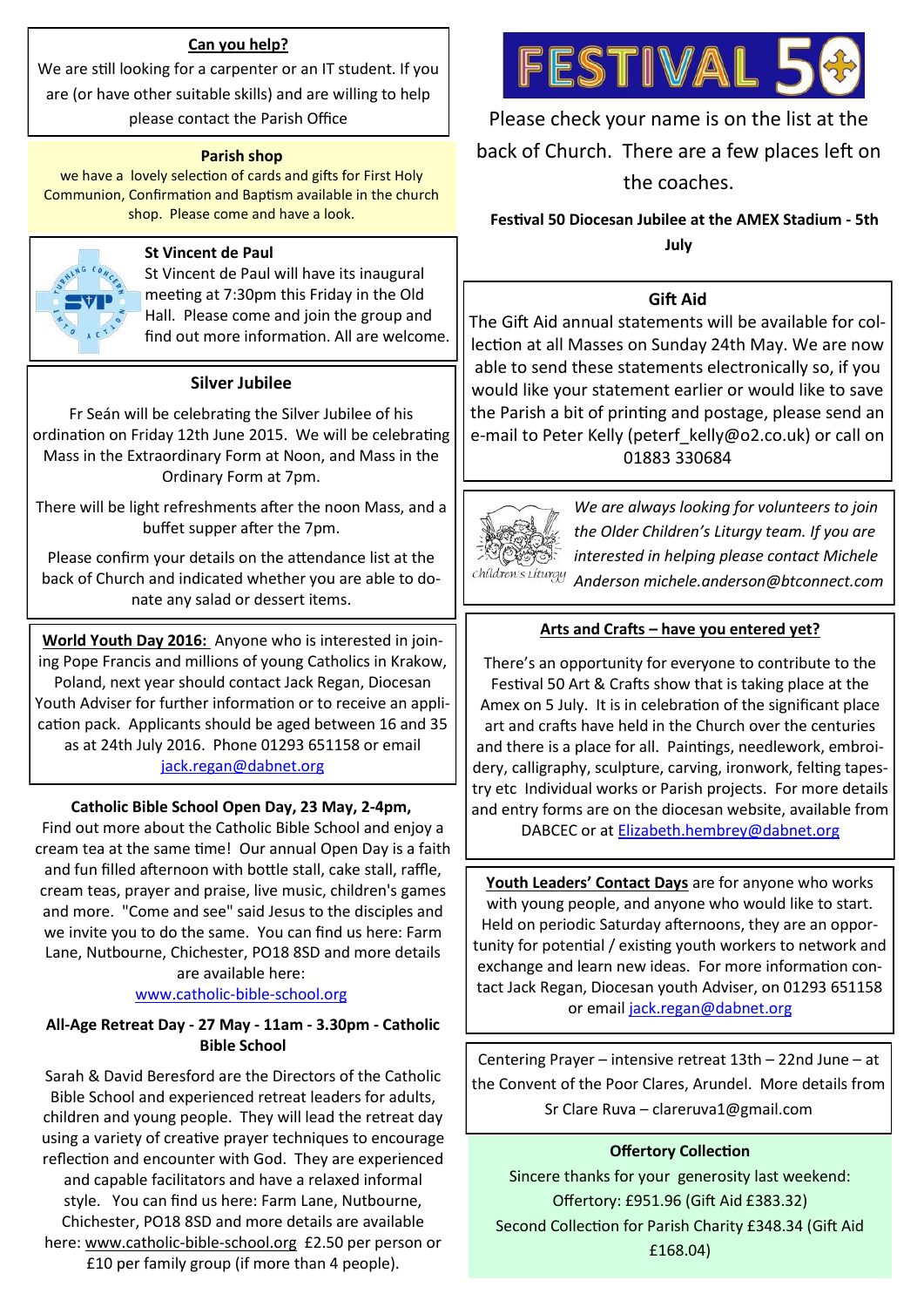**Can you help?**

We are still looking for a carpenter or an IT student. If you are (or have other suitable skills) and are willing to help please contact the Parish Office

**Parish shop**

we have a lovely selection of cards and gifts for First Holy Communion, Confirmation and Baptism available in the church shop. Please come and have a look.

**St Vincent de Paul**

St Vincent de Paul will have its inaugural meeting at 7:30pm this Friday in the Old Hall. Please come and join the group and find out more information. All are welcome.

**Silver Jubilee**

Fr Seán will be celebrating the Silver Jubilee of his ordination on Friday 12th June 2015. We will be celebrating Mass in the Extraordinary Form at Noon, and Mass in the Ordinary Form at 7pm.

There will be light refreshments after the noon Mass, and a buffet supper after the 7pm.

Please confirm your details on the attendance list at the back of Church and indicated whether you are able to donate any salad or dessert items.

**World Youth Day 2016:** Anyone who is interested in joining Pope Francis and millions of young Catholics in Krakow, Poland, next year should contact Jack Regan, Diocesan Youth Adviser for further information or to receive an application pack. Applicants should be aged between 16 and 35 as at 24th July 2016. Phone 01293 651158 or email jack.regan@dabnet.org

**Catholic Bible School Open Day, 23 May, 2-4pm,**

Find out more about the Catholic Bible School and enjoy a cream tea at the same time! Our annual Open Day is a faith and fun filled afternoon with bottle stall, cake stall, raffle, cream teas, prayer and praise, live music, children's games and more. "Come and see" said Jesus to the disciples and we invite you to do the same. You can find us here: Farm Lane, Nutbourne, Chichester, PO18 8SD and more details are available here: www.catholic-bible-school.org

**All-Age Retreat Day - 27 May - 11am - 3.30pm - Catholic Bible School**

Sarah & David Beresford are the Directors of the Catholic Bible School and experienced retreat leaders for adults, children and young people. They will lead the retreat day using a variety of creative prayer techniques to encourage reflection and encounter with God. They are experienced and capable facilitators and have a relaxed informal style. You can find us here: Farm Lane, Nutbourne, Chichester, PO18 8SD and more details are available here: www.catholic-bible-school.org £2.50 per person or £10 per family group (if more than 4 people).

# FESTIVAL 50

Please check your name is on the list at the back of Church. There are a few places left on the coaches.

**Festival 50 Diocesan Jubilee at the AMEX Stadium - 5th July**

**Gift Aid**

The Gift Aid annual statements will be available for collection at all Masses on Sunday 24th May. We are now able to send these statements electronically so, if you would like your statement earlier or would like to save the Parish a bit of printing and postage, please send an e-mail to Peter Kelly (peterf_kelly@o2.co.uk) or call on 01883 330684

*We are always looking for volunteers to join the Older Children's Liturgy team. If you are interested in helping please contact Michele Anderson michele.anderson@btconnect.com*

**Arts and Crafts – have you entered yet?**

There's an opportunity for everyone to contribute to the Festival 50 Art & Crafts show that is taking place at the Amex on 5 July. It is in celebration of the significant place art and crafts have held in the Church over the centuries and there is a place for all. Paintings, needlework, embroidery, calligraphy, sculpture, carving, ironwork, felting tapestry etc Individual works or Parish projects. For more details and entry forms are on the diocesan website, available from DABCEC or at Elizabeth.hembrey@dabnet.org

**Youth Leaders' Contact Days** are for anyone who works with young people, and anyone who would like to start. Held on periodic Saturday afternoons, they are an opportunity for potential / existing youth workers to network and exchange and learn new ideas. For more information contact Jack Regan, Diocesan youth Adviser, on 01293 651158 or email jack.regan@dabnet.org

Centering Prayer – intensive retreat 13th – 22nd June – at the Convent of the Poor Clares, Arundel. More details from Sr Clare Ruva – clareruva1@gmail.com

**Offertory Collection**

Sincere thanks for your generosity last weekend:
Offertory: £951.96 (Gift Aid £383.32)
Second Collection for Parish Charity £348.34 (Gift Aid £168.04)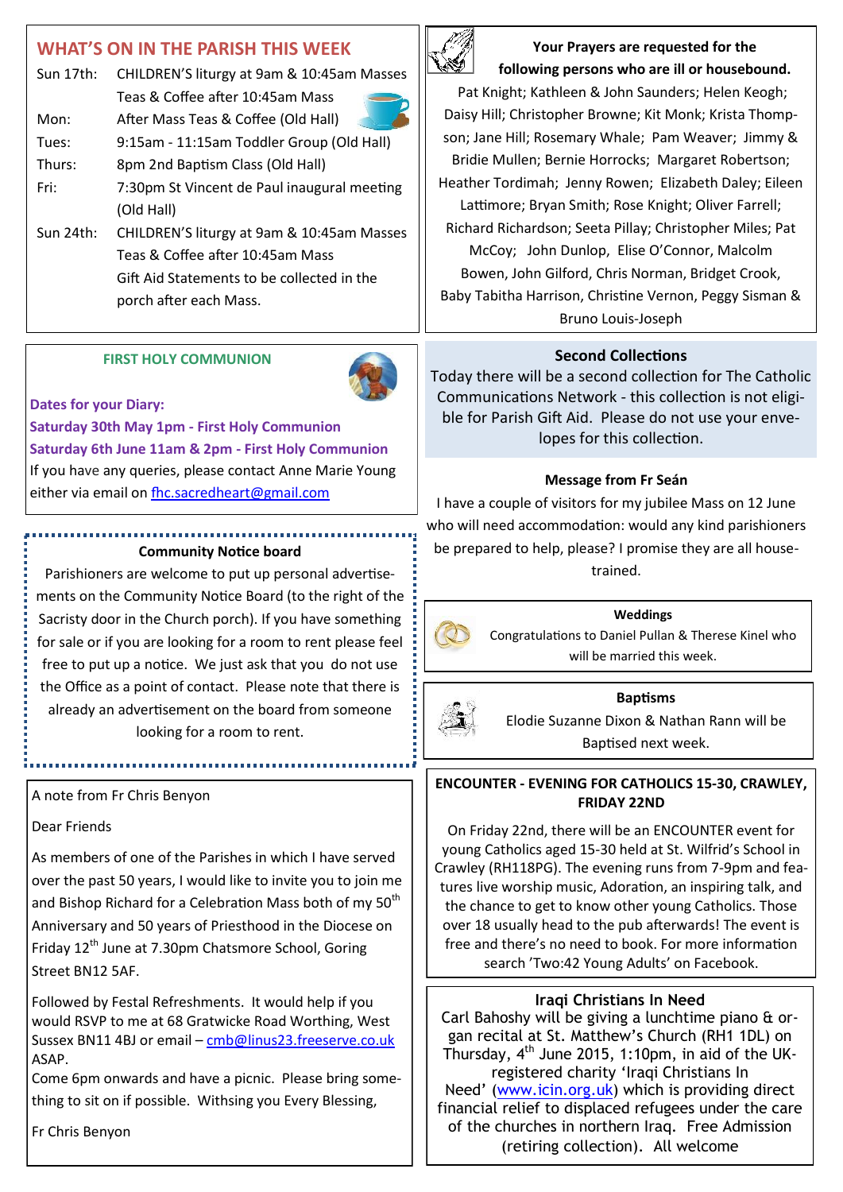## WHAT'S ON IN THE PARISH THIS WEEK

| | |
|---|---|
| Sun 17th: | CHILDREN'S liturgy at 9am & 10:45am Masses<br>Teas & Coffee after 10:45am Mass |
| Mon: | After Mass Teas & Coffee (Old Hall) |
| Tues: | 9:15am - 11:15am Toddler Group (Old Hall) |
| Thurs: | 8pm 2nd Baptism Class (Old Hall) |
| Fri: | 7:30pm St Vincent de Paul inaugural meeting (Old Hall) |
| Sun 24th: | CHILDREN'S liturgy at 9am & 10:45am Masses<br>Teas & Coffee after 10:45am Mass<br>Gift Aid Statements to be collected in the porch after each Mass. |

### Your Prayers are requested for the following persons who are ill or housebound.

Pat Knight; Kathleen & John Saunders; Helen Keogh; Daisy Hill; Christopher Browne; Kit Monk; Krista Thompson; Jane Hill; Rosemary Whale; Pam Weaver; Jimmy & Bridie Mullen; Bernie Horrocks; Margaret Robertson; Heather Tordimah; Jenny Rowen; Elizabeth Daley; Eileen Lattimore; Bryan Smith; Rose Knight; Oliver Farrell; Richard Richardson; Seeta Pillay; Christopher Miles; Pat McCoy; John Dunlop, Elise O'Connor, Malcolm Bowen, John Gilford, Chris Norman, Bridget Crook, Baby Tabitha Harrison, Christine Vernon, Peggy Sisman & Bruno Louis-Joseph

### FIRST HOLY COMMUNION

**Dates for your Diary:**
**Saturday 30th May 1pm - First Holy Communion**
**Saturday 6th June 11am & 2pm - First Holy Communion**

If you have any queries, please contact Anne Marie Young either via email on fhc.sacredheart@gmail.com

### Second Collections

Today there will be a second collection for The Catholic Communications Network - this collection is not eligible for Parish Gift Aid. Please do not use your envelopes for this collection.

### Message from Fr Seán

I have a couple of visitors for my jubilee Mass on 12 June who will need accommodation: would any kind parishioners be prepared to help, please? I promise they are all house-trained.

### Community Notice board

Parishioners are welcome to put up personal advertisements on the Community Notice Board (to the right of the Sacristy door in the Church porch). If you have something for sale or if you are looking for a room to rent please feel free to put up a notice. We just ask that you do not use the Office as a point of contact. Please note that there is already an advertisement on the board from someone looking for a room to rent.

### Weddings

Congratulations to Daniel Pullan & Therese Kinel who will be married this week.

### Baptisms

Elodie Suzanne Dixon & Nathan Rann will be Baptised next week.

### A note from Fr Chris Benyon

Dear Friends

As members of one of the Parishes in which I have served over the past 50 years, I would like to invite you to join me and Bishop Richard for a Celebration Mass both of my 50th Anniversary and 50 years of Priesthood in the Diocese on Friday 12th June at 7.30pm Chatsmore School, Goring Street BN12 5AF.

Followed by Festal Refreshments. It would help if you would RSVP to me at 68 Gratwicke Road Worthing, West Sussex BN11 4BJ or email – cmb@linus23.freeserve.co.uk ASAP.

Come 6pm onwards and have a picnic. Please bring something to sit on if possible. Withsing you Every Blessing,

Fr Chris Benyon

### ENCOUNTER - EVENING FOR CATHOLICS 15-30, CRAWLEY, FRIDAY 22ND

On Friday 22nd, there will be an ENCOUNTER event for young Catholics aged 15-30 held at St. Wilfrid's School in Crawley (RH118PG). The evening runs from 7-9pm and features live worship music, Adoration, an inspiring talk, and the chance to get to know other young Catholics. Those over 18 usually head to the pub afterwards! The event is free and there's no need to book. For more information search 'Two:42 Young Adults' on Facebook.

### Iraqi Christians In Need

Carl Bahoshy will be giving a lunchtime piano & organ recital at St. Matthew's Church (RH1 1DL) on Thursday, 4th June 2015, 1:10pm, in aid of the UK-registered charity 'Iraqi Christians In Need' (www.icin.org.uk) which is providing direct financial relief to displaced refugees under the care of the churches in northern Iraq. Free Admission (retiring collection). All welcome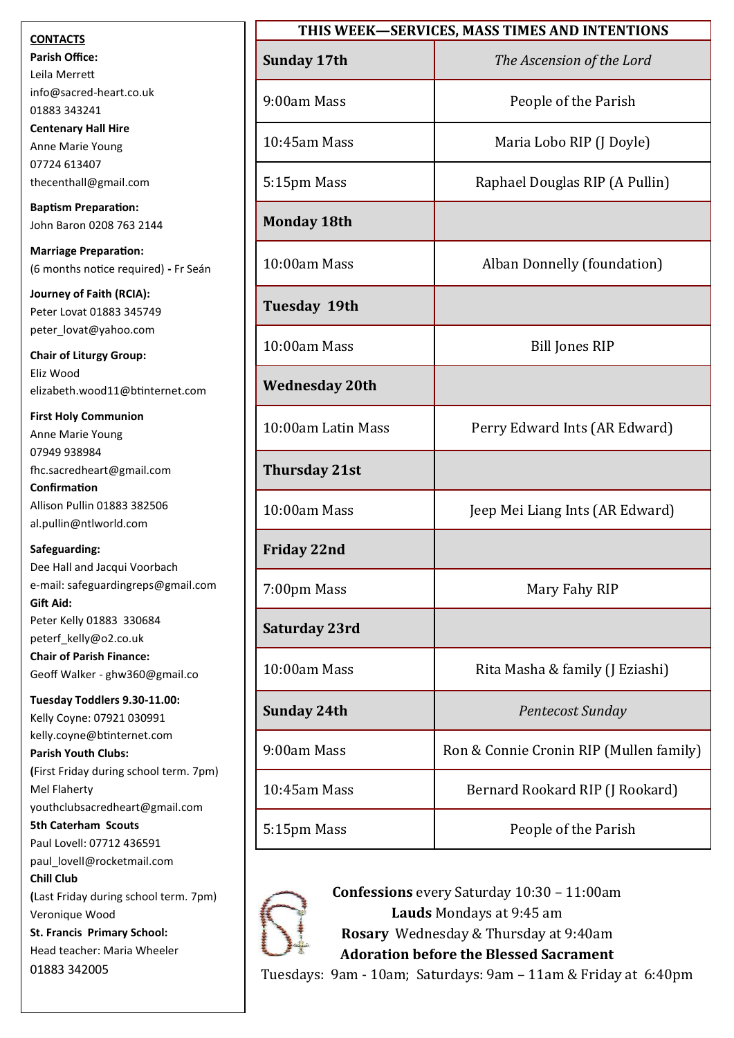**CONTACTS**

**Parish Office:**
Leila Merrett
info@sacred-heart.co.uk
01883 343241

**Centenary Hall Hire**
Anne Marie Young
07724 613407
thecenthall@gmail.com

**Baptism Preparation:**
John Baron 0208 763 2144

**Marriage Preparation:**
(6 months notice required) **-** Fr Seán

**Journey of Faith (RCIA):**
Peter Lovat 01883 345749
peter_lovat@yahoo.com

**Chair of Liturgy Group:**
Eliz Wood
elizabeth.wood11@btinternet.com

**First Holy Communion**
Anne Marie Young
07949 938984
fhc.sacredheart@gmail.com

**Confirmation**
Allison Pullin 01883 382506
al.pullin@ntlworld.com

**Safeguarding:**
Dee Hall and Jacqui Voorbach
e-mail: safeguardingreps@gmail.com

**Gift Aid:**
Peter Kelly 01883 330684
peterf_kelly@o2.co.uk

**Chair of Parish Finance:**
Geoff Walker - ghw360@gmail.co

**Tuesday Toddlers 9.30-11.00:**
Kelly Coyne: 07921 030991
kelly.coyne@btinternet.com

**Parish Youth Clubs:**
**(**First Friday during school term. 7pm)
Mel Flaherty
youthclubsacredheart@gmail.com

**5th Caterham Scouts**
Paul Lovell: 07712 436591
paul_lovell@rocketmail.com

**Chill Club**
**(**Last Friday during school term. 7pm)
Veronique Wood

**St. Francis Primary School:**
Head teacher: Maria Wheeler
01883 342005

| THIS WEEK—SERVICES, MASS TIMES AND INTENTIONS | |
|---|---|
| **Sunday 17th** | *The Ascension of the Lord* |
| 9:00am Mass | People of the Parish |
| 10:45am Mass | Maria Lobo RIP (J Doyle) |
| 5:15pm Mass | Raphael Douglas RIP (A Pullin) |
| **Monday 18th** | |
| 10:00am Mass | Alban Donnelly (foundation) |
| **Tuesday 19th** | |
| 10:00am Mass | Bill Jones RIP |
| **Wednesday 20th** | |
| 10:00am Latin Mass | Perry Edward Ints (AR Edward) |
| **Thursday 21st** | |
| 10:00am Mass | Jeep Mei Liang Ints (AR Edward) |
| **Friday 22nd** | |
| 7:00pm Mass | Mary Fahy RIP |
| **Saturday 23rd** | |
| 10:00am Mass | Rita Masha & family (J Eziashi) |
| **Sunday 24th** | *Pentecost Sunday* |
| 9:00am Mass | Ron & Connie Cronin RIP (Mullen family) |
| 10:45am Mass | Bernard Rookard RIP (J Rookard) |
| 5:15pm Mass | People of the Parish |

**Confessions** every Saturday 10:30 – 11:00am
**Lauds** Mondays at 9:45 am
**Rosary** Wednesday & Thursday at 9:40am
**Adoration before the Blessed Sacrament**
Tuesdays: 9am - 10am; Saturdays: 9am – 11am & Friday at 6:40pm